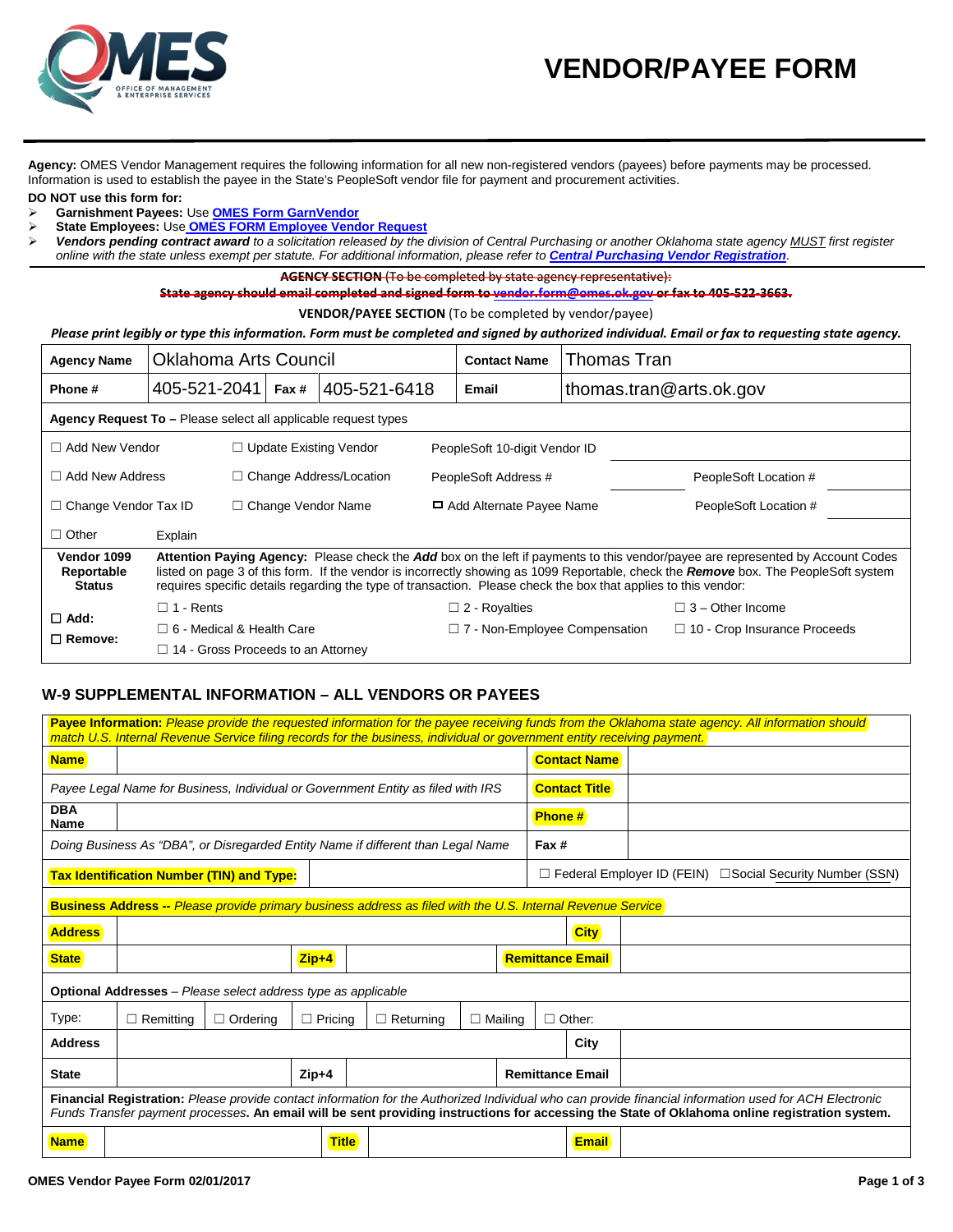# VENDOR/PAYEE FORM

**Agency:** OMES Vendor Management requires the following information for all new non-registered vendors (payees) before payments may be processed. Information is used to establish the payee in the State's PeopleSoft vendor file for payment and procurement activities.

**DO NOT use this form for:**

- **Garnishment Payees:** Use **OMES Form GarnVendor**
- **State Employees:** Use **OMES FORM Employee Vendor Request**
- ***Vendors pending contract award*** *to a solicitation released by the division of Central Purchasing or another Oklahoma state agency* *MUST* *first register online with the state unless exempt per statute. For additional information, please refer to* ***Central Purchasing Vendor Registration****.*

~~**AGENCY SECTION** (To be completed by state agency representative):~~

~~**State agency should email completed and signed form to vendor.form@omes.ok.gov or fax to 405-522-3663.**~~

**VENDOR/PAYEE SECTION** (To be completed by vendor/payee)

***Please print legibly or type this information. Form must be completed and signed by authorized individual. Email or fax to requesting state agency.***

| **Agency Name** | Oklahoma Arts Council | | | **Contact Name** | Thomas Tran |
|---|---|---|---|---|---|
| **Phone #** | 405-521-2041 | **Fax #** | 405-521-6418 | **Email** | thomas.tran@arts.ok.gov |

**Agency Request To –** Please select all applicable request types

| | | | | | |
|---|---|---|---|---|---|
| ☐ Add New Vendor | ☐ Update Existing Vendor | PeopleSoft 10-digit Vendor ID | | | |
| ☐ Add New Address | ☐ Change Address/Location | PeopleSoft Address # | | PeopleSoft Location # | |
| ☐ Change Vendor Tax ID | ☐ Change Vendor Name | ☐ Add Alternate Payee Name | | PeopleSoft Location # | |
| ☐ Other | Explain | | | | |

| | | | |
|---|---|---|---|
| **Vendor 1099 Reportable Status** | **Attention Paying Agency:** Please check the ***Add*** box on the left if payments to this vendor/payee are represented by Account Codes listed on page 3 of this form. If the vendor is incorrectly showing as 1099 Reportable, check the ***Remove*** box. The PeopleSoft system requires specific details regarding the type of transaction. Please check the box that applies to this vendor: | | |
| **☐ Add:** <br> **☐ Remove:** | ☐ 1 - Rents | ☐ 2 - Royalties | ☐ 3 – Other Income |
| | ☐ 6 - Medical & Health Care | ☐ 7 - Non-Employee Compensation | ☐ 10 - Crop Insurance Proceeds |
| | ☐ 14 - Gross Proceeds to an Attorney | | |

## W-9 SUPPLEMENTAL INFORMATION – ALL VENDORS OR PAYEES

**Payee Information:** *Please provide the requested information for the payee receiving funds from the Oklahoma state agency. All information should match U.S. Internal Revenue Service filing records for the business, individual or government entity receiving payment.*

| | | | |
|---|---|---|---|
| **Name** | | **Contact Name** | |
| *Payee Legal Name for Business, Individual or Government Entity as filed with IRS* | | **Contact Title** | |
| **DBA Name** | | **Phone #** | |
| *Doing Business As "DBA", or Disregarded Entity Name if different than Legal Name* | | **Fax #** | |
| **Tax Identification Number (TIN) and Type:** | | ☐ Federal Employer ID (FEIN) ☐ Social Security Number (SSN) | |

**Business Address --** *Please provide primary business address as filed with the U.S. Internal Revenue Service*

| | | | | | |
|---|---|---|---|---|---|
| **Address** | | | | **City** | |
| **State** | | **Zip+4** | | **Remittance Email** | |

**Optional Addresses** – *Please select address type as applicable*

| | | | | | |
|---|---|---|---|---|---|
| Type: | ☐ Remitting | ☐ Ordering | ☐ Pricing | ☐ Returning | ☐ Mailing ☐ Other: |
| **Address** | | | | **City** | |
| **State** | | **Zip+4** | | **Remittance Email** | |

**Financial Registration:** *Please provide contact information for the Authorized Individual who can provide financial information used for ACH Electronic Funds Transfer payment processes*. **An email will be sent providing instructions for accessing the State of Oklahoma online registration system.**

| | | | | | |
|---|---|---|---|---|---|
| **Name** | | **Title** | | **Email** | |

OMES Vendor Payee Form 02/01/2017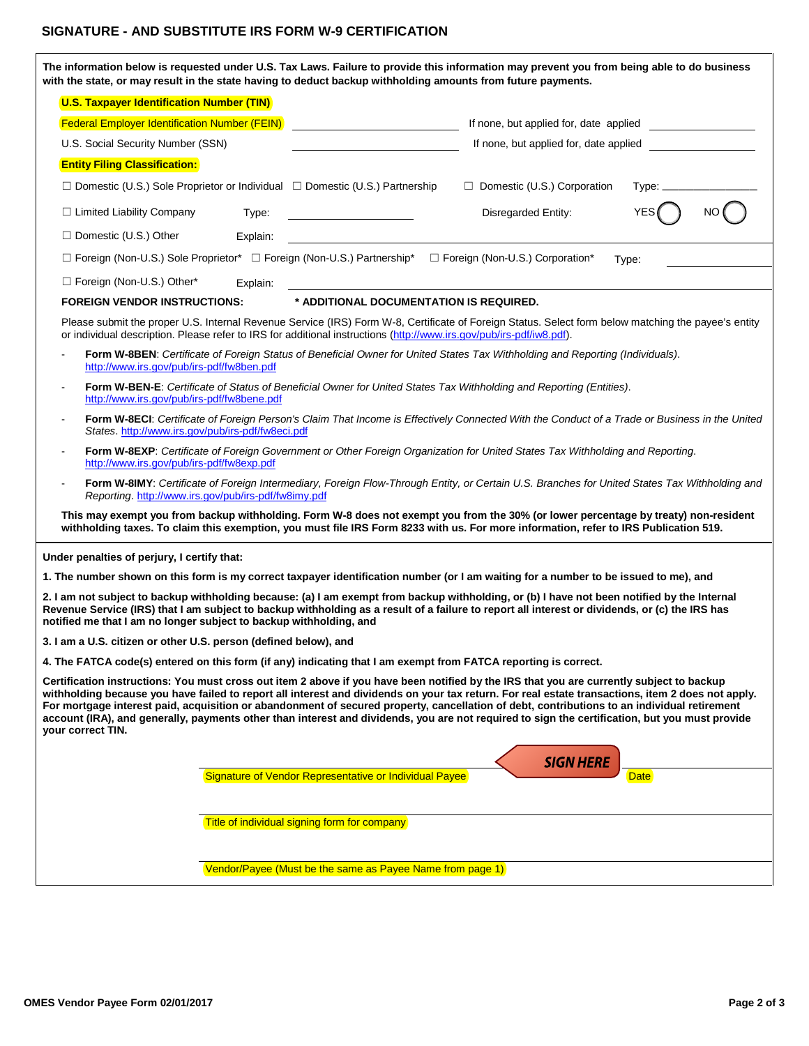## SIGNATURE - AND SUBSTITUTE IRS FORM W-9 CERTIFICATION

**The information below is requested under U.S. Tax Laws. Failure to provide this information may prevent you from being able to do business with the state, or may result in the state having to deduct backup withholding amounts from future payments.**

**U.S. Taxpayer Identification Number (TIN)**

Federal Employer Identification Number (FEIN) \_\_\_\_\_\_\_\_\_\_\_\_\_\_\_\_\_\_\_\_ If none, but applied for, date applied \_\_\_\_\_\_\_\_\_\_\_\_\_\_\_\_

U.S. Social Security Number (SSN) \_\_\_\_\_\_\_\_\_\_\_\_\_\_\_\_\_\_\_\_ If none, but applied for, date applied \_\_\_\_\_\_\_\_\_\_\_\_\_\_\_\_

**Entity Filing Classification:**

☐ Domestic (U.S.) Sole Proprietor or Individual ☐ Domestic (U.S.) Partnership ☐ Domestic (U.S.) Corporation Type: \_\_\_\_\_\_\_\_\_\_\_\_\_\_\_\_

☐ Limited Liability Company Type: \_\_\_\_\_\_\_\_\_\_\_\_\_\_\_\_ Disregarded Entity: YES ◯ NO ◯

☐ Domestic (U.S.) Other Explain: \_\_\_\_\_\_\_\_\_\_\_\_\_\_\_\_

☐ Foreign (Non-U.S.) Sole Proprietor* ☐ Foreign (Non-U.S.) Partnership* ☐ Foreign (Non-U.S.) Corporation* Type: \_\_\_\_\_\_\_\_\_\_\_\_\_\_\_\_

☐ Foreign (Non-U.S.) Other* Explain: \_\_\_\_\_\_\_\_\_\_\_\_\_\_\_\_

**FOREIGN VENDOR INSTRUCTIONS: * ADDITIONAL DOCUMENTATION IS REQUIRED.**

Please submit the proper U.S. Internal Revenue Service (IRS) Form W-8, Certificate of Foreign Status. Select form below matching the payee's entity or individual description. Please refer to IRS for additional instructions (http://www.irs.gov/pub/irs-pdf/iw8.pdf).

- **Form W-8BEN**: *Certificate of Foreign Status of Beneficial Owner for United States Tax Withholding and Reporting (Individuals).* http://www.irs.gov/pub/irs-pdf/fw8ben.pdf
- **Form W-BEN-E**: *Certificate of Status of Beneficial Owner for United States Tax Withholding and Reporting (Entities).* http://www.irs.gov/pub/irs-pdf/fw8bene.pdf
- **Form W-8ECI**: *Certificate of Foreign Person's Claim That Income is Effectively Connected With the Conduct of a Trade or Business in the United States.* http://www.irs.gov/pub/irs-pdf/fw8eci.pdf
- **Form W-8EXP**: *Certificate of Foreign Government or Other Foreign Organization for United States Tax Withholding and Reporting.* http://www.irs.gov/pub/irs-pdf/fw8exp.pdf
- **Form W-8IMY**: *Certificate of Foreign Intermediary, Foreign Flow-Through Entity, or Certain U.S. Branches for United States Tax Withholding and Reporting.* http://www.irs.gov/pub/irs-pdf/fw8imy.pdf

**This may exempt you from backup withholding. Form W-8 does not exempt you from the 30% (or lower percentage by treaty) non-resident withholding taxes. To claim this exemption, you must file IRS Form 8233 with us. For more information, refer to IRS Publication 519.**

**Under penalties of perjury, I certify that:**

**1. The number shown on this form is my correct taxpayer identification number (or I am waiting for a number to be issued to me), and**

**2. I am not subject to backup withholding because: (a) I am exempt from backup withholding, or (b) I have not been notified by the Internal Revenue Service (IRS) that I am subject to backup withholding as a result of a failure to report all interest or dividends, or (c) the IRS has notified me that I am no longer subject to backup withholding, and**

**3. I am a U.S. citizen or other U.S. person (defined below), and**

**4. The FATCA code(s) entered on this form (if any) indicating that I am exempt from FATCA reporting is correct.**

**Certification instructions: You must cross out item 2 above if you have been notified by the IRS that you are currently subject to backup withholding because you have failed to report all interest and dividends on your tax return. For real estate transactions, item 2 does not apply. For mortgage interest paid, acquisition or abandonment of secured property, cancellation of debt, contributions to an individual retirement account (IRA), and generally, payments other than interest and dividends, you are not required to sign the certification, but you must provide your correct TIN.**

SIGN HERE

\_\_\_\_\_\_\_\_\_\_\_\_\_\_\_\_\_\_\_\_\_\_\_\_\_\_\_\_\_\_\_\_\_\_\_\_\_\_\_\_

Signature of Vendor Representative or Individual Payee Date

\_\_\_\_\_\_\_\_\_\_\_\_\_\_\_\_\_\_\_\_\_\_\_\_\_\_\_\_\_\_\_\_\_\_\_\_\_\_\_\_

Title of individual signing form for company

\_\_\_\_\_\_\_\_\_\_\_\_\_\_\_\_\_\_\_\_\_\_\_\_\_\_\_\_\_\_\_\_\_\_\_\_\_\_\_\_

Vendor/Payee (Must be the same as Payee Name from page 1)

OMES Vendor Payee Form 02/01/2017